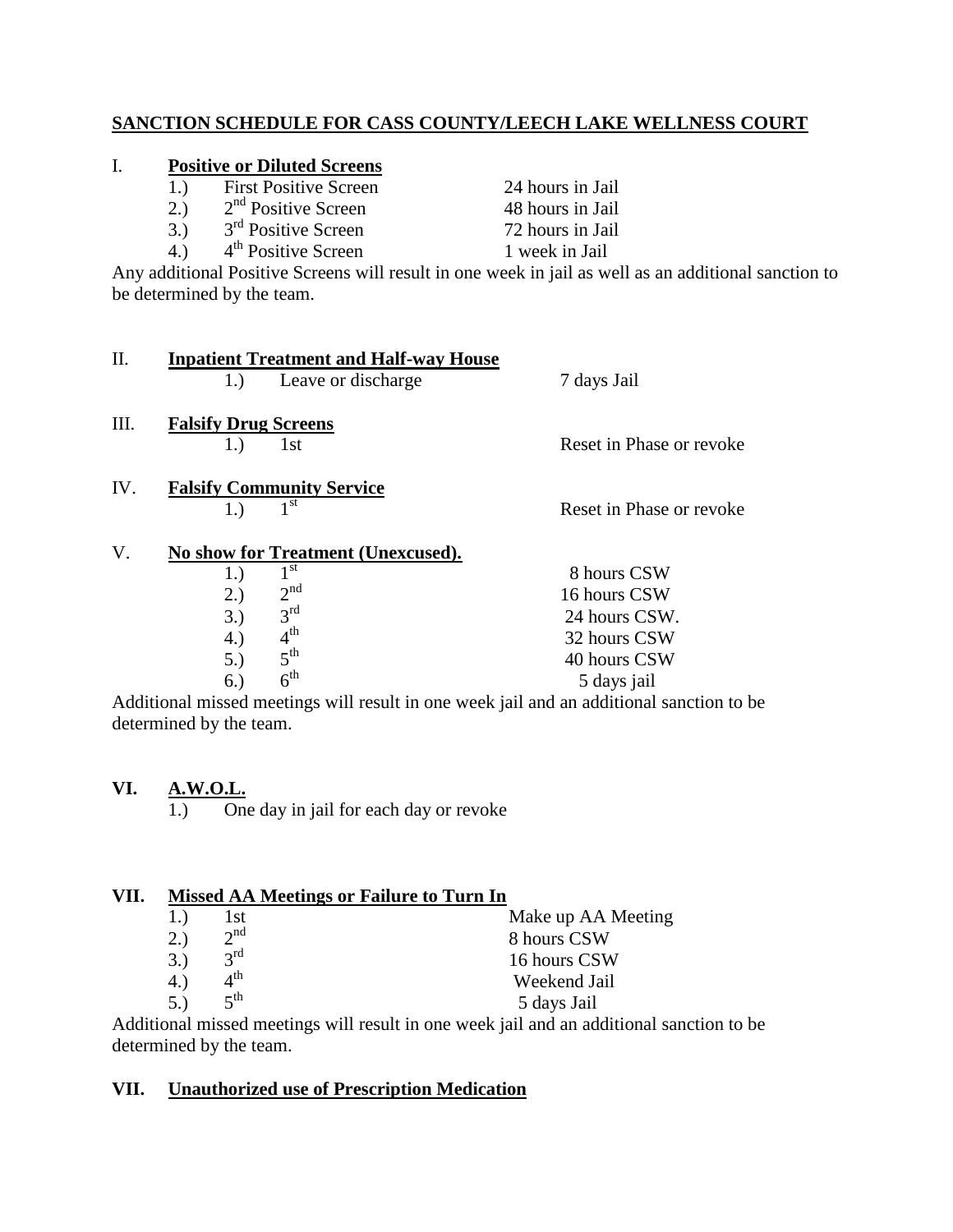## SANCTION SCHEDULE FOR CASS COUNTY/LEECH LAKE WELLNESS COURT

### I. Positive or Diluted Screens

| | | |
|---|---|---|
| 1.) | First Positive Screen | 24 hours in Jail |
| 2.) | 2nd Positive Screen | 48 hours in Jail |
| 3.) | 3rd Positive Screen | 72 hours in Jail |
| 4.) | 4th Positive Screen | 1 week in Jail |

Any additional Positive Screens will result in one week in jail as well as an additional sanction to be determined by the team.

### II. Inpatient Treatment and Half-way House

| | | |
|---|---|---|
| 1.) | Leave or discharge | 7 days Jail |

### III. Falsify Drug Screens

| | | |
|---|---|---|
| 1.) | 1st | Reset in Phase or revoke |

### IV. Falsify Community Service

| | | |
|---|---|---|
| 1.) | 1st | Reset in Phase or revoke |

### V. No show for Treatment (Unexcused).

| | | |
|---|---|---|
| 1.) | 1st | 8 hours CSW |
| 2.) | 2nd | 16 hours CSW |
| 3.) | 3rd | 24 hours CSW. |
| 4.) | 4th | 32 hours CSW |
| 5.) | 5th | 40 hours CSW |
| 6.) | 6th | 5 days jail |

Additional missed meetings will result in one week jail and an additional sanction to be determined by the team.

### VI. A.W.O.L.

1.) One day in jail for each day or revoke

### VII. Missed AA Meetings or Failure to Turn In

| | | |
|---|---|---|
| 1.) | 1st | Make up AA Meeting |
| 2.) | 2nd | 8 hours CSW |
| 3.) | 3rd | 16 hours CSW |
| 4.) | 4th | Weekend Jail |
| 5.) | 5th | 5 days Jail |

Additional missed meetings will result in one week jail and an additional sanction to be determined by the team.

### VII. Unauthorized use of Prescription Medication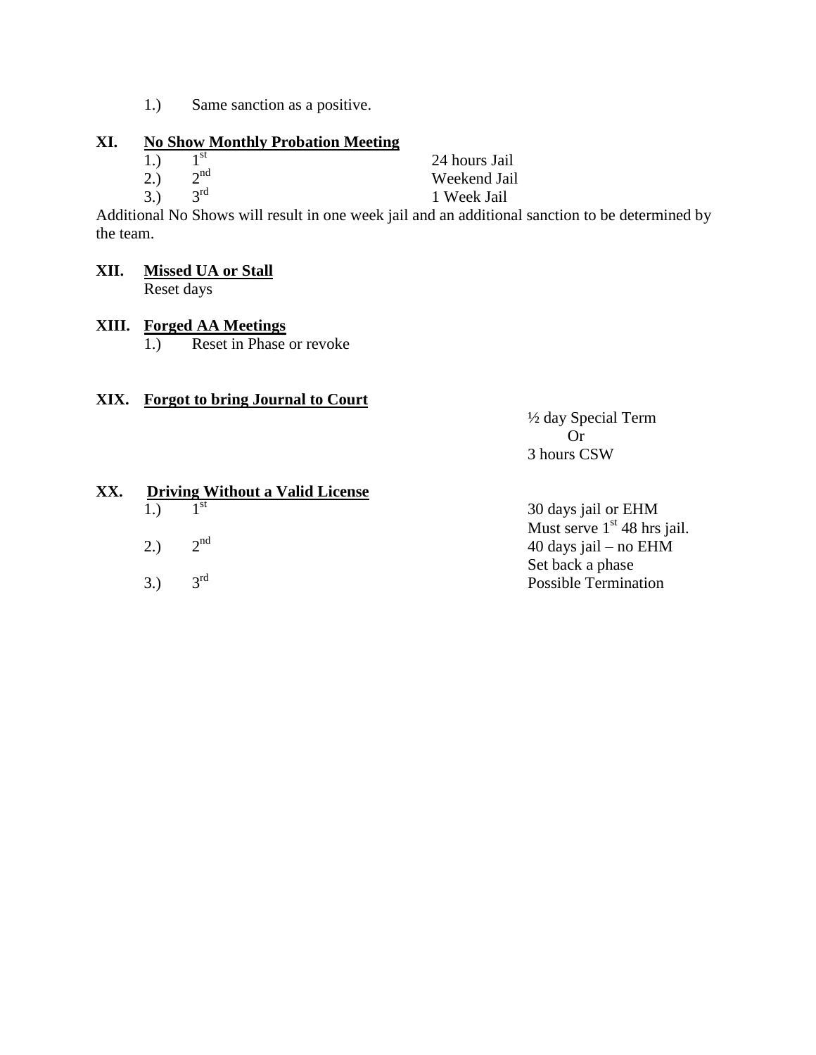1.) Same sanction as a positive.

**XI. No Show Monthly Probation Meeting**

| | | |
|---|---|---|
| 1.) | 1st | 24 hours Jail |
| 2.) | 2nd | Weekend Jail |
| 3.) | 3rd | 1 Week Jail |

Additional No Shows will result in one week jail and an additional sanction to be determined by the team.

**XII. Missed UA or Stall**

Reset days

**XIII. Forged AA Meetings**

1.) Reset in Phase or revoke

**XIX. Forgot to bring Journal to Court**

½ day Special Term
Or
3 hours CSW

**XX. Driving Without a Valid License**

| | | |
|---|---|---|
| 1.) | 1st | 30 days jail or EHM<br>Must serve 1st 48 hrs jail. |
| 2.) | 2nd | 40 days jail – no EHM<br>Set back a phase |
| 3.) | 3rd | Possible Termination |